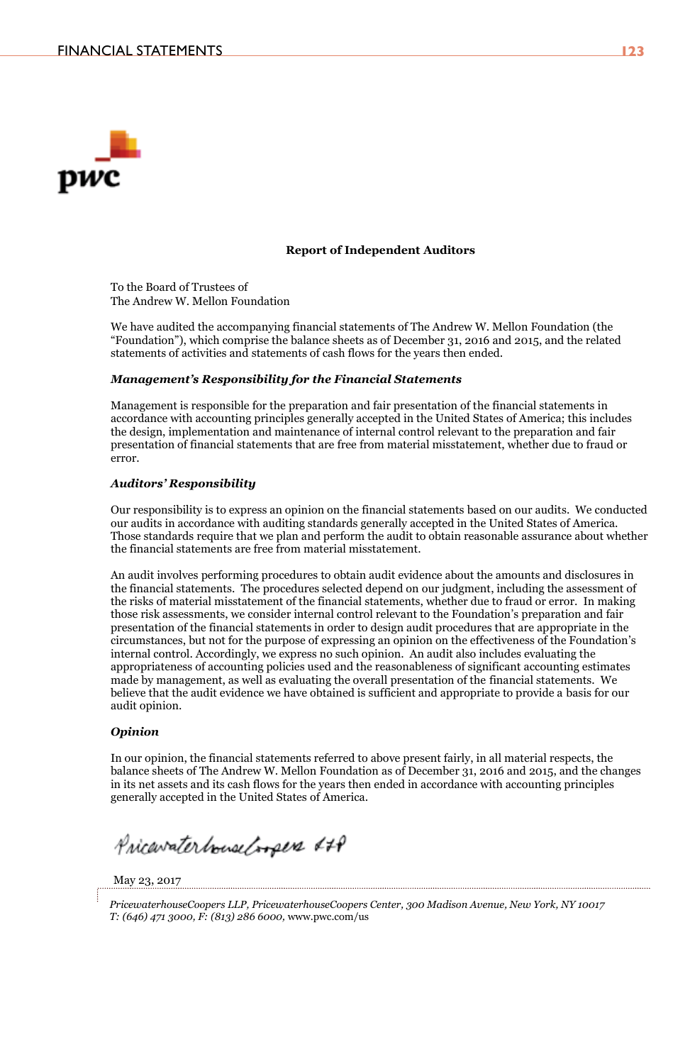# Report of Independent Auditors

To the Board of Trustees of
The Andrew W. Mellon Foundation

We have audited the accompanying financial statements of The Andrew W. Mellon Foundation (the "Foundation"), which comprise the balance sheets as of December 31, 2016 and 2015, and the related statements of activities and statements of cash flows for the years then ended.

### *Management's Responsibility for the Financial Statements*

Management is responsible for the preparation and fair presentation of the financial statements in accordance with accounting principles generally accepted in the United States of America; this includes the design, implementation and maintenance of internal control relevant to the preparation and fair presentation of financial statements that are free from material misstatement, whether due to fraud or error.

### *Auditors' Responsibility*

Our responsibility is to express an opinion on the financial statements based on our audits. We conducted our audits in accordance with auditing standards generally accepted in the United States of America. Those standards require that we plan and perform the audit to obtain reasonable assurance about whether the financial statements are free from material misstatement.

An audit involves performing procedures to obtain audit evidence about the amounts and disclosures in the financial statements. The procedures selected depend on our judgment, including the assessment of the risks of material misstatement of the financial statements, whether due to fraud or error. In making those risk assessments, we consider internal control relevant to the Foundation's preparation and fair presentation of the financial statements in order to design audit procedures that are appropriate in the circumstances, but not for the purpose of expressing an opinion on the effectiveness of the Foundation's internal control. Accordingly, we express no such opinion. An audit also includes evaluating the appropriateness of accounting policies used and the reasonableness of significant accounting estimates made by management, as well as evaluating the overall presentation of the financial statements. We believe that the audit evidence we have obtained is sufficient and appropriate to provide a basis for our audit opinion.

### *Opinion*

In our opinion, the financial statements referred to above present fairly, in all material respects, the balance sheets of The Andrew W. Mellon Foundation as of December 31, 2016 and 2015, and the changes in its net assets and its cash flows for the years then ended in accordance with accounting principles generally accepted in the United States of America.

PricewaterhouseCoopers LLP

May 23, 2017

*PricewaterhouseCoopers LLP, PricewaterhouseCoopers Center, 300 Madison Avenue, New York, NY 10017*
*T: (646) 471 3000, F: (813) 286 6000,* www.pwc.com/us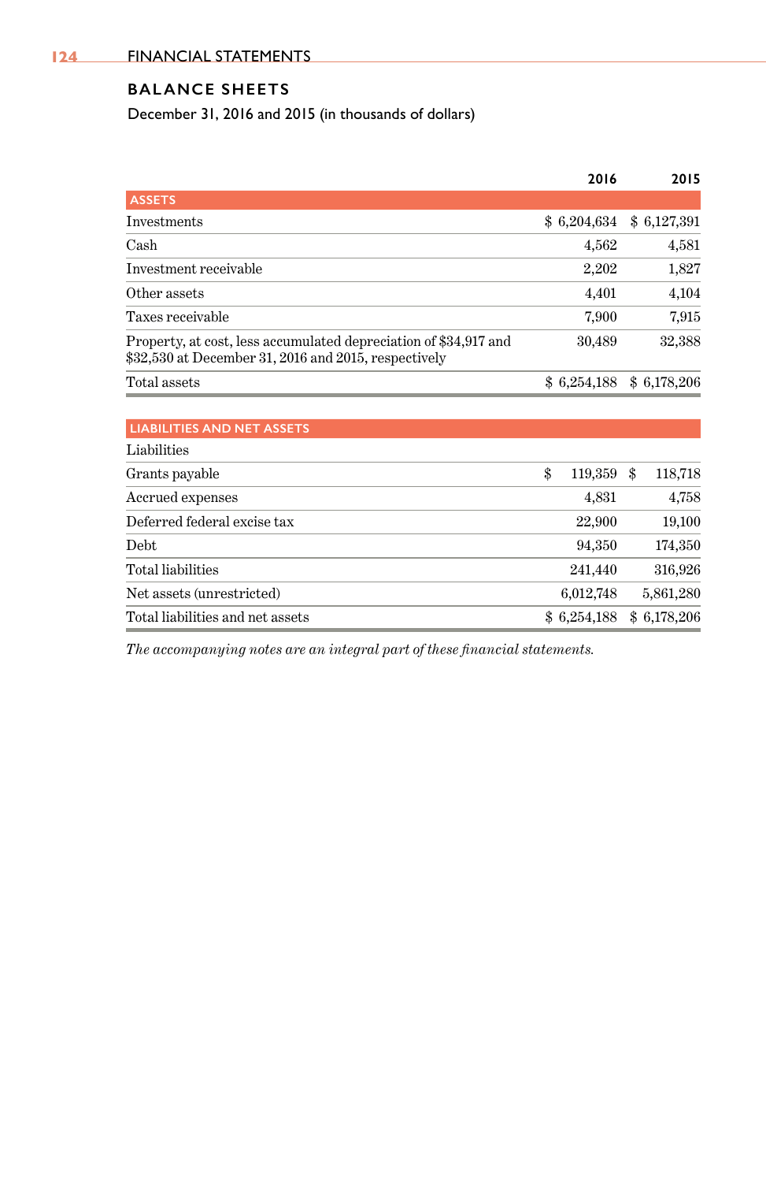## BALANCE SHEETS

December 31, 2016 and 2015 (in thousands of dollars)

| | 2016 | 2015 |
|---|---|---|
| **ASSETS** | | |
| Investments | $ 6,204,634 | $ 6,127,391 |
| Cash | 4,562 | 4,581 |
| Investment receivable | 2,202 | 1,827 |
| Other assets | 4,401 | 4,104 |
| Taxes receivable | 7,900 | 7,915 |
| Property, at cost, less accumulated depreciation of $34,917 and $32,530 at December 31, 2016 and 2015, respectively | 30,489 | 32,388 |
| Total assets | $ 6,254,188 | $ 6,178,206 |
| **LIABILITIES AND NET ASSETS** | | |
| Liabilities | | |
| Grants payable | $ 119,359 | $ 118,718 |
| Accrued expenses | 4,831 | 4,758 |
| Deferred federal excise tax | 22,900 | 19,100 |
| Debt | 94,350 | 174,350 |
| Total liabilities | 241,440 | 316,926 |
| Net assets (unrestricted) | 6,012,748 | 5,861,280 |
| Total liabilities and net assets | $ 6,254,188 | $ 6,178,206 |

*The accompanying notes are an integral part of these financial statements.*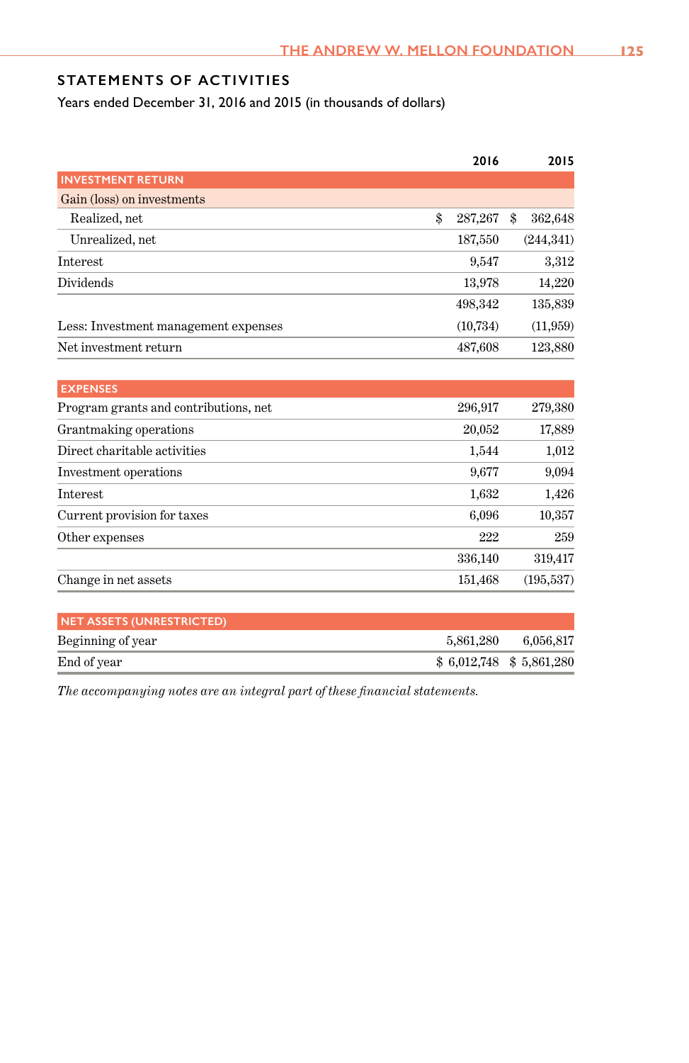## STATEMENTS OF ACTIVITIES

Years ended December 31, 2016 and 2015 (in thousands of dollars)

| | 2016 | 2015 |
|---|---|---|
| **INVESTMENT RETURN** | | |
| Gain (loss) on investments | | |
| Realized, net | $ 287,267 | $ 362,648 |
| Unrealized, net | 187,550 | (244,341) |
| Interest | 9,547 | 3,312 |
| Dividends | 13,978 | 14,220 |
| | 498,342 | 135,839 |
| Less: Investment management expenses | (10,734) | (11,959) |
| Net investment return | 487,608 | 123,880 |
| **EXPENSES** | | |
| Program grants and contributions, net | 296,917 | 279,380 |
| Grantmaking operations | 20,052 | 17,889 |
| Direct charitable activities | 1,544 | 1,012 |
| Investment operations | 9,677 | 9,094 |
| Interest | 1,632 | 1,426 |
| Current provision for taxes | 6,096 | 10,357 |
| Other expenses | 222 | 259 |
| | 336,140 | 319,417 |
| Change in net assets | 151,468 | (195,537) |
| **NET ASSETS (UNRESTRICTED)** | | |
| Beginning of year | 5,861,280 | 6,056,817 |
| End of year | $ 6,012,748 | $ 5,861,280 |

*The accompanying notes are an integral part of these financial statements.*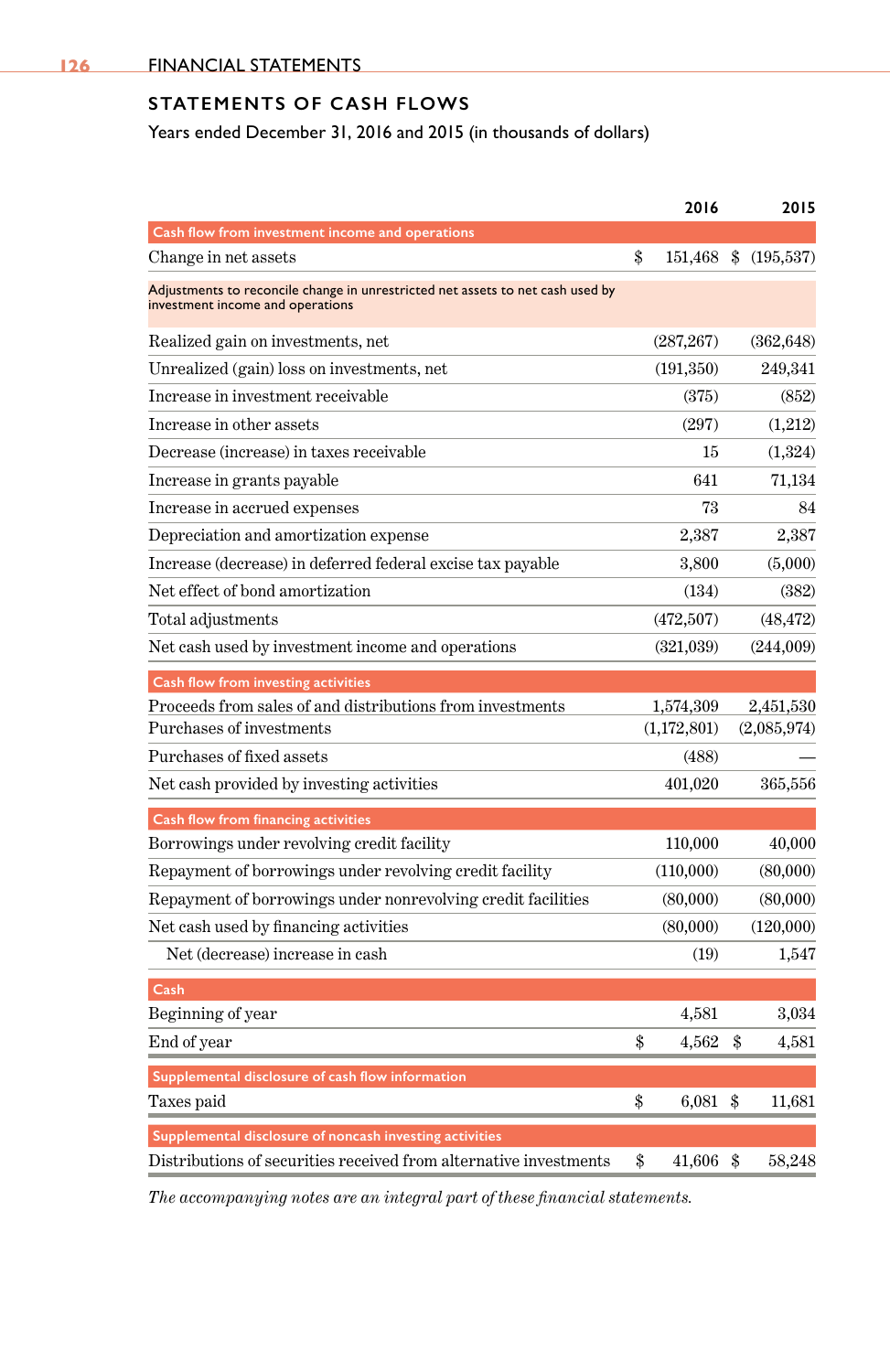## STATEMENTS OF CASH FLOWS

Years ended December 31, 2016 and 2015 (in thousands of dollars)

| | 2016 | 2015 |
|---|---|---|
| **Cash flow from investment income and operations** | | |
| Change in net assets | $ 151,468 | $ (195,537) |
| Adjustments to reconcile change in unrestricted net assets to net cash used by investment income and operations | | |
| Realized gain on investments, net | (287,267) | (362,648) |
| Unrealized (gain) loss on investments, net | (191,350) | 249,341 |
| Increase in investment receivable | (375) | (852) |
| Increase in other assets | (297) | (1,212) |
| Decrease (increase) in taxes receivable | 15 | (1,324) |
| Increase in grants payable | 641 | 71,134 |
| Increase in accrued expenses | 73 | 84 |
| Depreciation and amortization expense | 2,387 | 2,387 |
| Increase (decrease) in deferred federal excise tax payable | 3,800 | (5,000) |
| Net effect of bond amortization | (134) | (382) |
| Total adjustments | (472,507) | (48,472) |
| Net cash used by investment income and operations | (321,039) | (244,009) |
| **Cash flow from investing activities** | | |
| Proceeds from sales of and distributions from investments | 1,574,309 | 2,451,530 |
| Purchases of investments | (1,172,801) | (2,085,974) |
| Purchases of fixed assets | (488) | — |
| Net cash provided by investing activities | 401,020 | 365,556 |
| **Cash flow from financing activities** | | |
| Borrowings under revolving credit facility | 110,000 | 40,000 |
| Repayment of borrowings under revolving credit facility | (110,000) | (80,000) |
| Repayment of borrowings under nonrevolving credit facilities | (80,000) | (80,000) |
| Net cash used by financing activities | (80,000) | (120,000) |
| Net (decrease) increase in cash | (19) | 1,547 |
| **Cash** | | |
| Beginning of year | 4,581 | 3,034 |
| End of year | $ 4,562 | $ 4,581 |
| **Supplemental disclosure of cash flow information** | | |
| Taxes paid | $ 6,081 | $ 11,681 |
| **Supplemental disclosure of noncash investing activities** | | |
| Distributions of securities received from alternative investments | $ 41,606 | $ 58,248 |

*The accompanying notes are an integral part of these financial statements.*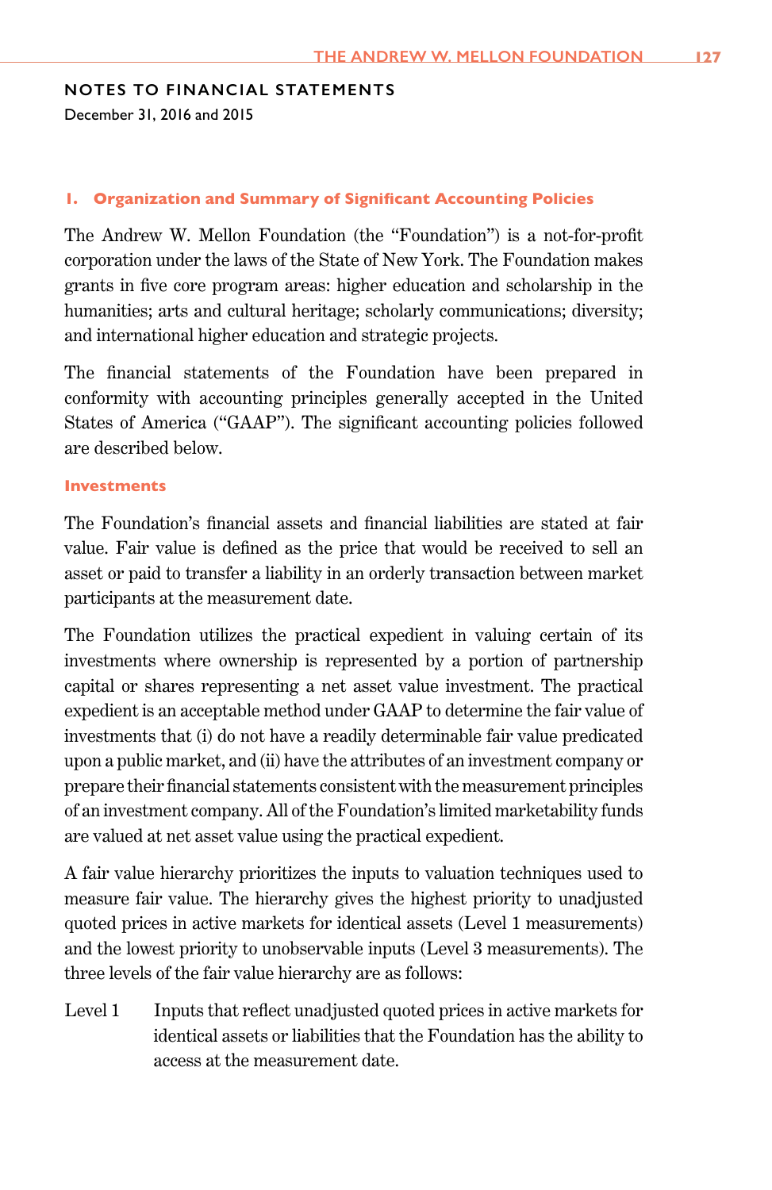## NOTES TO FINANCIAL STATEMENTS

December 31, 2016 and 2015

### 1. Organization and Summary of Significant Accounting Policies

The Andrew W. Mellon Foundation (the "Foundation") is a not-for-profit corporation under the laws of the State of New York. The Foundation makes grants in five core program areas: higher education and scholarship in the humanities; arts and cultural heritage; scholarly communications; diversity; and international higher education and strategic projects.

The financial statements of the Foundation have been prepared in conformity with accounting principles generally accepted in the United States of America ("GAAP"). The significant accounting policies followed are described below.

#### Investments

The Foundation's financial assets and financial liabilities are stated at fair value. Fair value is defined as the price that would be received to sell an asset or paid to transfer a liability in an orderly transaction between market participants at the measurement date.

The Foundation utilizes the practical expedient in valuing certain of its investments where ownership is represented by a portion of partnership capital or shares representing a net asset value investment. The practical expedient is an acceptable method under GAAP to determine the fair value of investments that (i) do not have a readily determinable fair value predicated upon a public market, and (ii) have the attributes of an investment company or prepare their financial statements consistent with the measurement principles of an investment company. All of the Foundation's limited marketability funds are valued at net asset value using the practical expedient.

A fair value hierarchy prioritizes the inputs to valuation techniques used to measure fair value. The hierarchy gives the highest priority to unadjusted quoted prices in active markets for identical assets (Level 1 measurements) and the lowest priority to unobservable inputs (Level 3 measurements). The three levels of the fair value hierarchy are as follows:

Level 1 Inputs that reflect unadjusted quoted prices in active markets for identical assets or liabilities that the Foundation has the ability to access at the measurement date.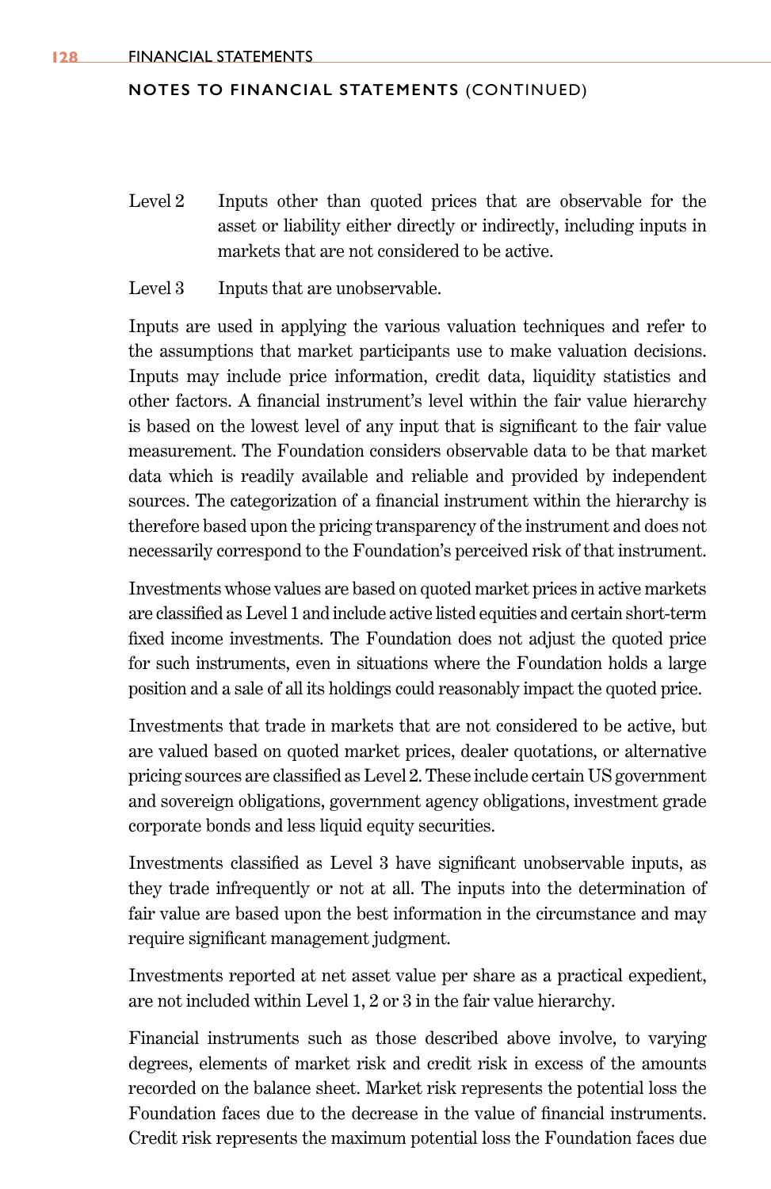Level 2 Inputs other than quoted prices that are observable for the asset or liability either directly or indirectly, including inputs in markets that are not considered to be active.

Level 3 Inputs that are unobservable.

Inputs are used in applying the various valuation techniques and refer to the assumptions that market participants use to make valuation decisions. Inputs may include price information, credit data, liquidity statistics and other factors. A financial instrument's level within the fair value hierarchy is based on the lowest level of any input that is significant to the fair value measurement. The Foundation considers observable data to be that market data which is readily available and reliable and provided by independent sources. The categorization of a financial instrument within the hierarchy is therefore based upon the pricing transparency of the instrument and does not necessarily correspond to the Foundation's perceived risk of that instrument.

Investments whose values are based on quoted market prices in active markets are classified as Level 1 and include active listed equities and certain short-term fixed income investments. The Foundation does not adjust the quoted price for such instruments, even in situations where the Foundation holds a large position and a sale of all its holdings could reasonably impact the quoted price.

Investments that trade in markets that are not considered to be active, but are valued based on quoted market prices, dealer quotations, or alternative pricing sources are classified as Level 2. These include certain US government and sovereign obligations, government agency obligations, investment grade corporate bonds and less liquid equity securities.

Investments classified as Level 3 have significant unobservable inputs, as they trade infrequently or not at all. The inputs into the determination of fair value are based upon the best information in the circumstance and may require significant management judgment.

Investments reported at net asset value per share as a practical expedient, are not included within Level 1, 2 or 3 in the fair value hierarchy.

Financial instruments such as those described above involve, to varying degrees, elements of market risk and credit risk in excess of the amounts recorded on the balance sheet. Market risk represents the potential loss the Foundation faces due to the decrease in the value of financial instruments. Credit risk represents the maximum potential loss the Foundation faces due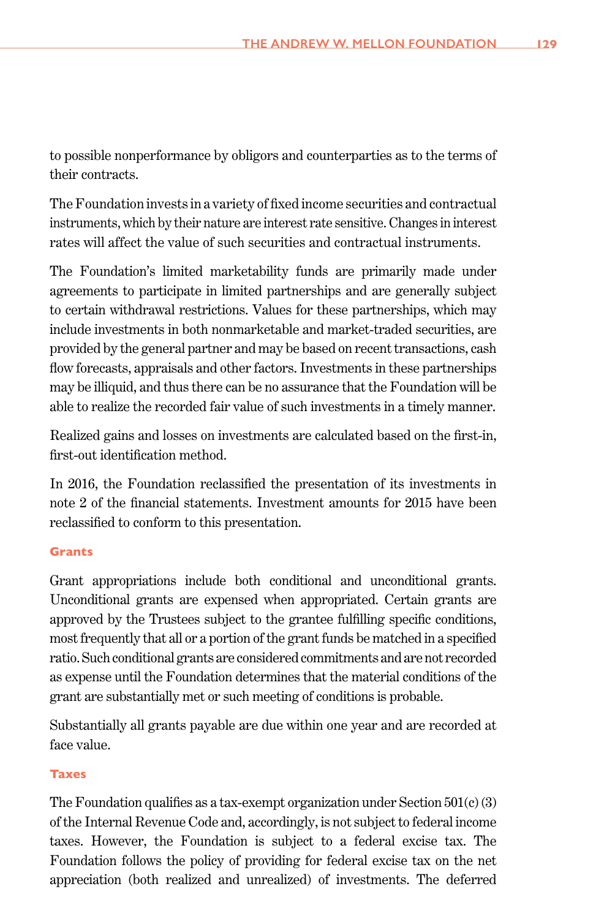to possible nonperformance by obligors and counterparties as to the terms of their contracts.

The Foundation invests in a variety of fixed income securities and contractual instruments, which by their nature are interest rate sensitive. Changes in interest rates will affect the value of such securities and contractual instruments.

The Foundation's limited marketability funds are primarily made under agreements to participate in limited partnerships and are generally subject to certain withdrawal restrictions. Values for these partnerships, which may include investments in both nonmarketable and market-traded securities, are provided by the general partner and may be based on recent transactions, cash flow forecasts, appraisals and other factors. Investments in these partnerships may be illiquid, and thus there can be no assurance that the Foundation will be able to realize the recorded fair value of such investments in a timely manner.

Realized gains and losses on investments are calculated based on the first-in, first-out identification method.

In 2016, the Foundation reclassified the presentation of its investments in note 2 of the financial statements. Investment amounts for 2015 have been reclassified to conform to this presentation.

#### Grants

Grant appropriations include both conditional and unconditional grants. Unconditional grants are expensed when appropriated. Certain grants are approved by the Trustees subject to the grantee fulfilling specific conditions, most frequently that all or a portion of the grant funds be matched in a specified ratio. Such conditional grants are considered commitments and are not recorded as expense until the Foundation determines that the material conditions of the grant are substantially met or such meeting of conditions is probable.

Substantially all grants payable are due within one year and are recorded at face value.

#### Taxes

The Foundation qualifies as a tax-exempt organization under Section 501(c) (3) of the Internal Revenue Code and, accordingly, is not subject to federal income taxes. However, the Foundation is subject to a federal excise tax. The Foundation follows the policy of providing for federal excise tax on the net appreciation (both realized and unrealized) of investments. The deferred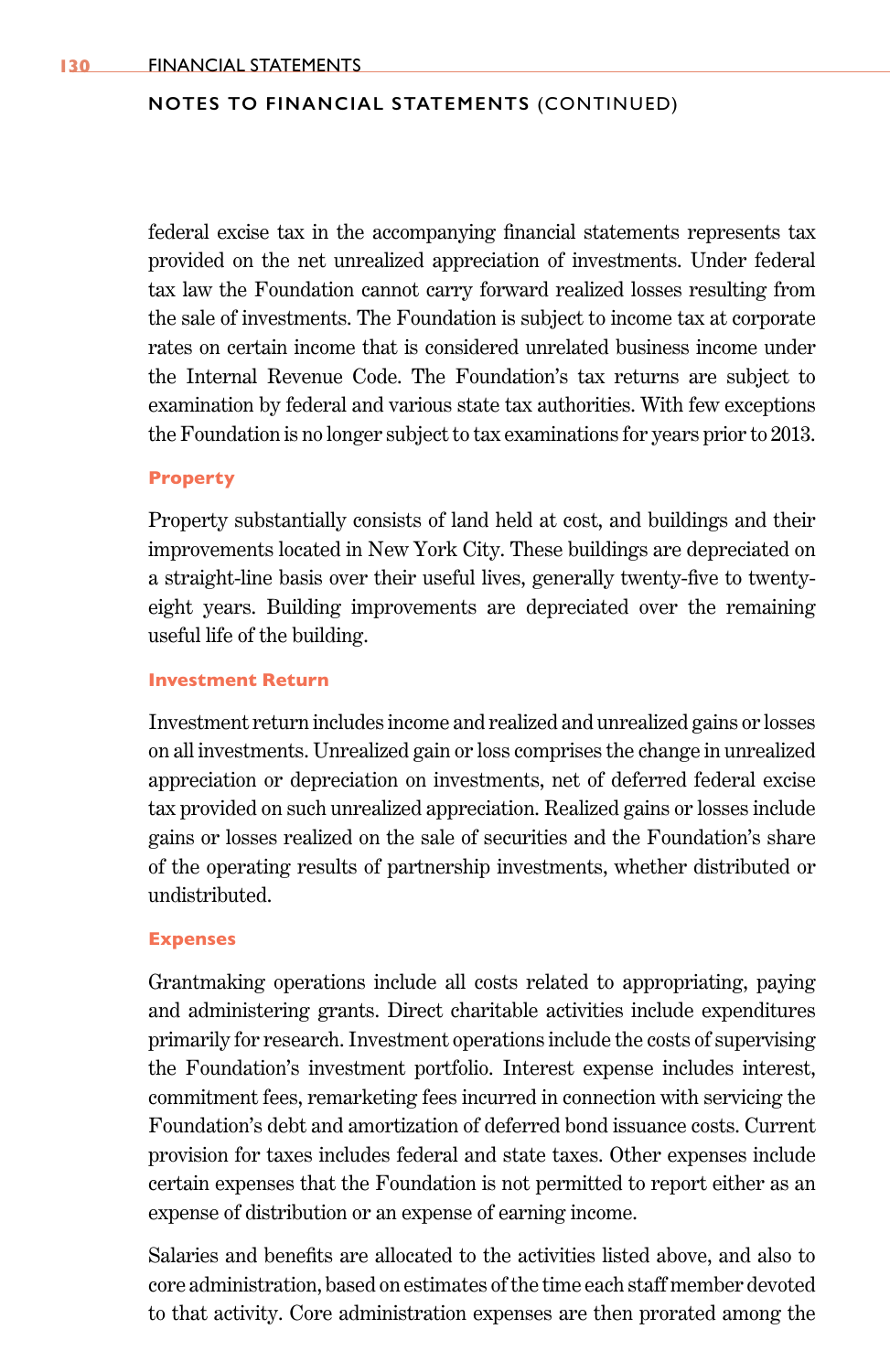federal excise tax in the accompanying financial statements represents tax provided on the net unrealized appreciation of investments. Under federal tax law the Foundation cannot carry forward realized losses resulting from the sale of investments. The Foundation is subject to income tax at corporate rates on certain income that is considered unrelated business income under the Internal Revenue Code. The Foundation's tax returns are subject to examination by federal and various state tax authorities. With few exceptions the Foundation is no longer subject to tax examinations for years prior to 2013.

### Property

Property substantially consists of land held at cost, and buildings and their improvements located in New York City. These buildings are depreciated on a straight-line basis over their useful lives, generally twenty-five to twenty-eight years. Building improvements are depreciated over the remaining useful life of the building.

### Investment Return

Investment return includes income and realized and unrealized gains or losses on all investments. Unrealized gain or loss comprises the change in unrealized appreciation or depreciation on investments, net of deferred federal excise tax provided on such unrealized appreciation. Realized gains or losses include gains or losses realized on the sale of securities and the Foundation's share of the operating results of partnership investments, whether distributed or undistributed.

### Expenses

Grantmaking operations include all costs related to appropriating, paying and administering grants. Direct charitable activities include expenditures primarily for research. Investment operations include the costs of supervising the Foundation's investment portfolio. Interest expense includes interest, commitment fees, remarketing fees incurred in connection with servicing the Foundation's debt and amortization of deferred bond issuance costs. Current provision for taxes includes federal and state taxes. Other expenses include certain expenses that the Foundation is not permitted to report either as an expense of distribution or an expense of earning income.

Salaries and benefits are allocated to the activities listed above, and also to core administration, based on estimates of the time each staff member devoted to that activity. Core administration expenses are then prorated among the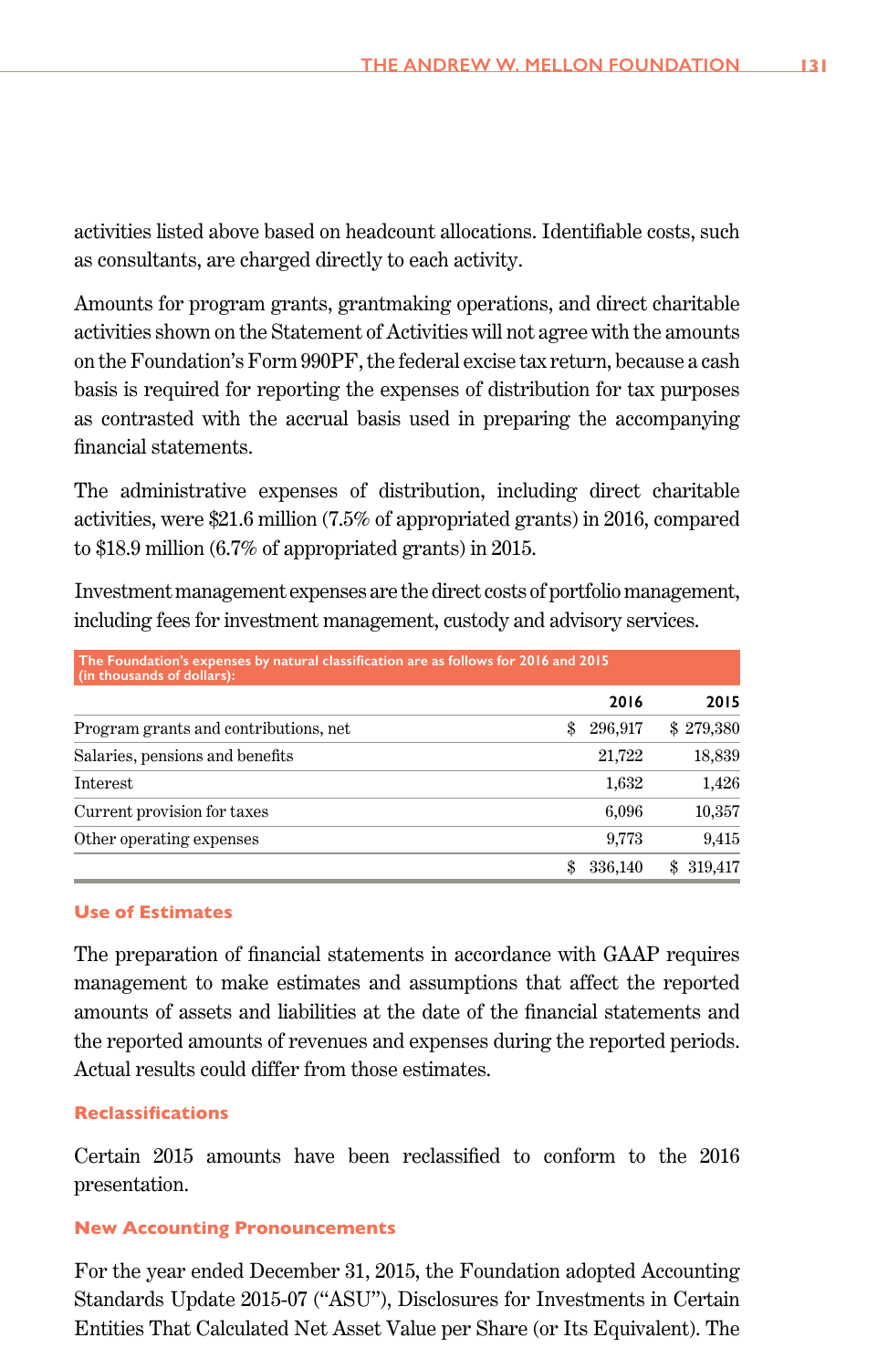activities listed above based on headcount allocations. Identifiable costs, such as consultants, are charged directly to each activity.

Amounts for program grants, grantmaking operations, and direct charitable activities shown on the Statement of Activities will not agree with the amounts on the Foundation's Form 990PF, the federal excise tax return, because a cash basis is required for reporting the expenses of distribution for tax purposes as contrasted with the accrual basis used in preparing the accompanying financial statements.

The administrative expenses of distribution, including direct charitable activities, were $21.6 million (7.5% of appropriated grants) in 2016, compared to $18.9 million (6.7% of appropriated grants) in 2015.

Investment management expenses are the direct costs of portfolio management, including fees for investment management, custody and advisory services.

The Foundation's expenses by natural classification are as follows for 2016 and 2015 (in thousands of dollars):

| | 2016 | 2015 |
|---|---|---|
| Program grants and contributions, net | $ 296,917 | $ 279,380 |
| Salaries, pensions and benefits | 21,722 | 18,839 |
| Interest | 1,632 | 1,426 |
| Current provision for taxes | 6,096 | 10,357 |
| Other operating expenses | 9,773 | 9,415 |
| | $ 336,140 | $ 319,417 |

### Use of Estimates

The preparation of financial statements in accordance with GAAP requires management to make estimates and assumptions that affect the reported amounts of assets and liabilities at the date of the financial statements and the reported amounts of revenues and expenses during the reported periods. Actual results could differ from those estimates.

### Reclassifications

Certain 2015 amounts have been reclassified to conform to the 2016 presentation.

### New Accounting Pronouncements

For the year ended December 31, 2015, the Foundation adopted Accounting Standards Update 2015-07 ("ASU"), Disclosures for Investments in Certain Entities That Calculated Net Asset Value per Share (or Its Equivalent). The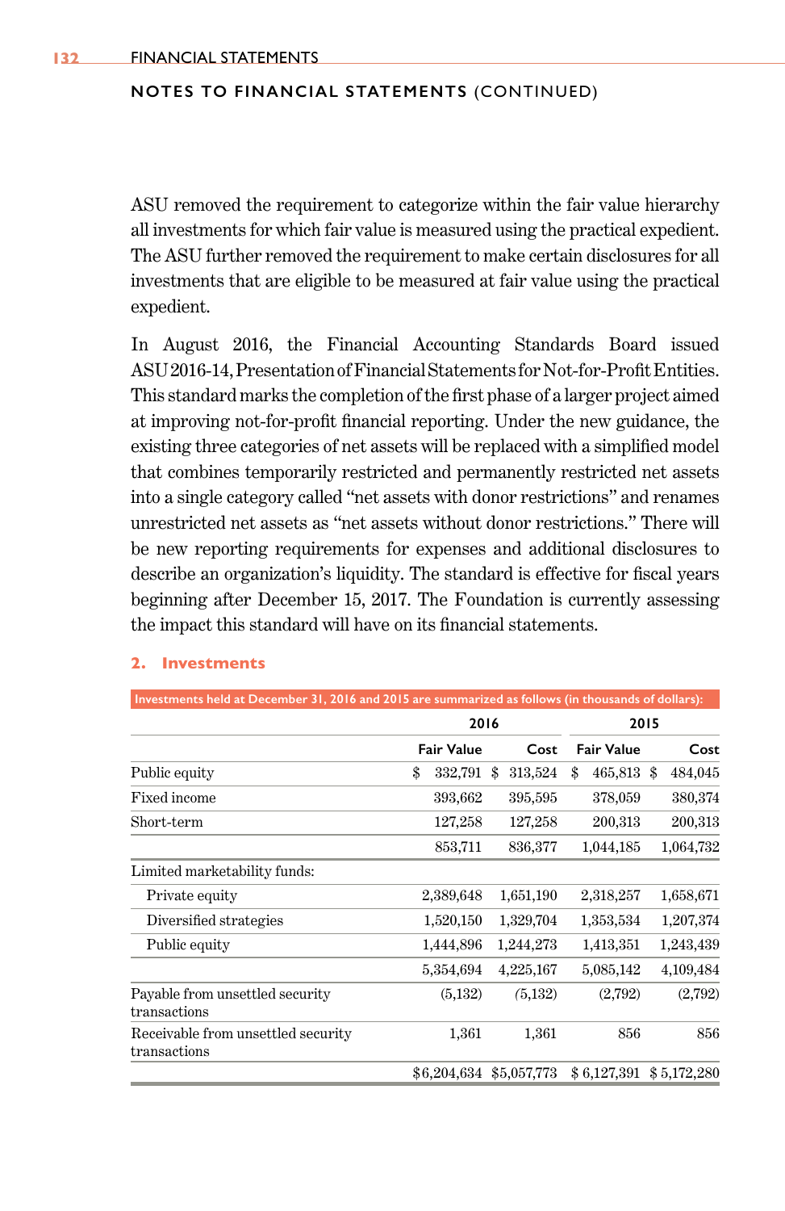## NOTES TO FINANCIAL STATEMENTS (CONTINUED)

ASU removed the requirement to categorize within the fair value hierarchy all investments for which fair value is measured using the practical expedient. The ASU further removed the requirement to make certain disclosures for all investments that are eligible to be measured at fair value using the practical expedient.

In August 2016, the Financial Accounting Standards Board issued ASU 2016-14, Presentation of Financial Statements for Not-for-Profit Entities. This standard marks the completion of the first phase of a larger project aimed at improving not-for-profit financial reporting. Under the new guidance, the existing three categories of net assets will be replaced with a simplified model that combines temporarily restricted and permanently restricted net assets into a single category called "net assets with donor restrictions" and renames unrestricted net assets as "net assets without donor restrictions." There will be new reporting requirements for expenses and additional disclosures to describe an organization's liquidity. The standard is effective for fiscal years beginning after December 15, 2017. The Foundation is currently assessing the impact this standard will have on its financial statements.

### 2. Investments

Investments held at December 31, 2016 and 2015 are summarized as follows (in thousands of dollars):

| | 2016 | | 2015 | |
|---|---|---|---|---|
| | Fair Value | Cost | Fair Value | Cost |
| Public equity | $ 332,791 | $ 313,524 | $ 465,813 | $ 484,045 |
| Fixed income | 393,662 | 395,595 | 378,059 | 380,374 |
| Short-term | 127,258 | 127,258 | 200,313 | 200,313 |
| | 853,711 | 836,377 | 1,044,185 | 1,064,732 |
| Limited marketability funds: | | | | |
| Private equity | 2,389,648 | 1,651,190 | 2,318,257 | 1,658,671 |
| Diversified strategies | 1,520,150 | 1,329,704 | 1,353,534 | 1,207,374 |
| Public equity | 1,444,896 | 1,244,273 | 1,413,351 | 1,243,439 |
| | 5,354,694 | 4,225,167 | 5,085,142 | 4,109,484 |
| Payable from unsettled security transactions | (5,132) | (5,132) | (2,792) | (2,792) |
| Receivable from unsettled security transactions | 1,361 | 1,361 | 856 | 856 |
| | $6,204,634 | $5,057,773 | $ 6,127,391 | $ 5,172,280 |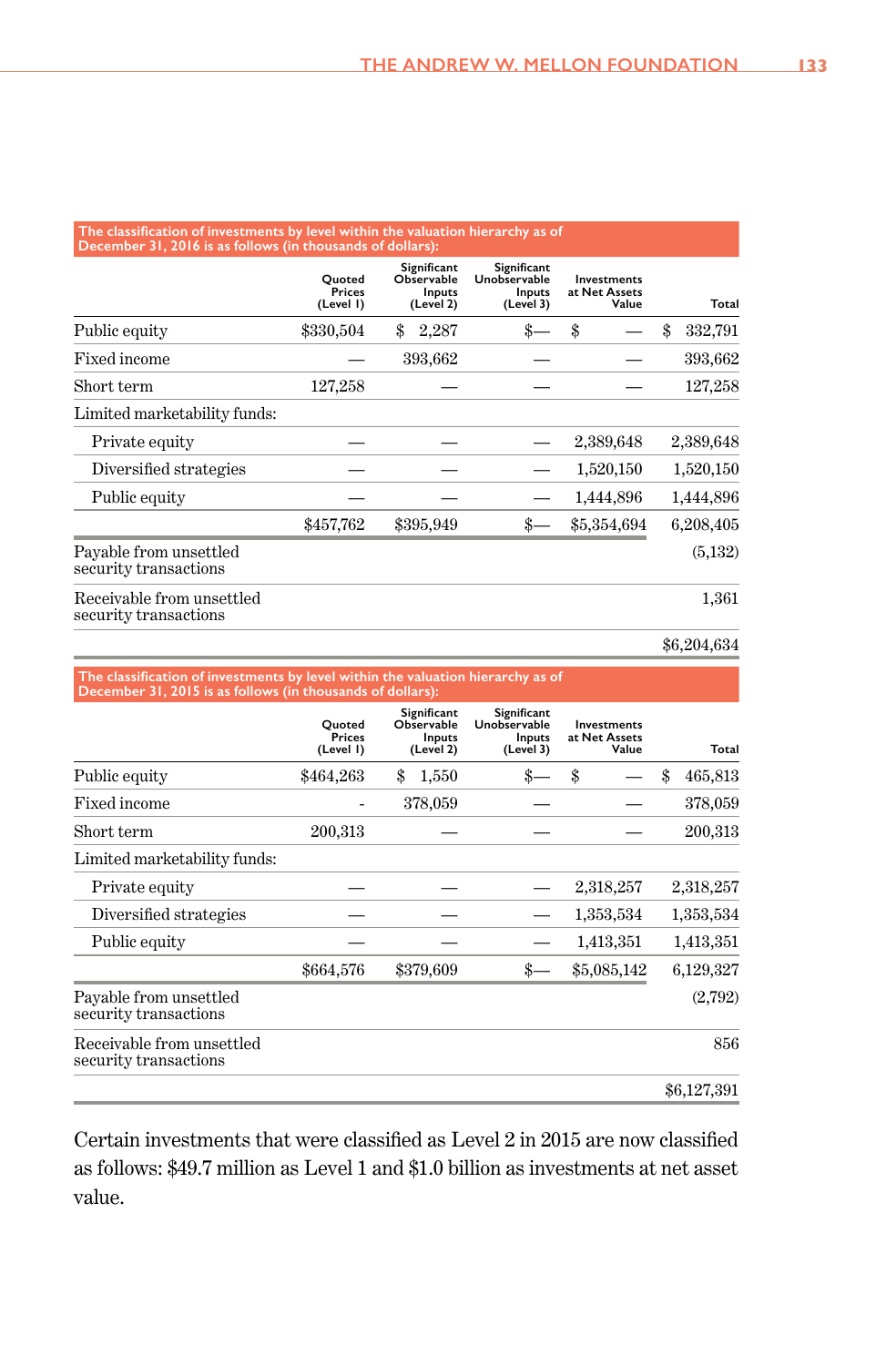The classification of investments by level within the valuation hierarchy as of December 31, 2016 is as follows (in thousands of dollars):

| | Quoted Prices (Level 1) | Significant Observable Inputs (Level 2) | Significant Unobservable Inputs (Level 3) | Investments at Net Assets Value | Total |
|---|---|---|---|---|---|
| Public equity | $330,504 | $ 2,287 | $— | $ — | $ 332,791 |
| Fixed income | — | 393,662 | — | — | 393,662 |
| Short term | 127,258 | — | — | — | 127,258 |
| Limited marketability funds: | | | | | |
| Private equity | — | — | — | 2,389,648 | 2,389,648 |
| Diversified strategies | — | — | — | 1,520,150 | 1,520,150 |
| Public equity | — | — | — | 1,444,896 | 1,444,896 |
| | $457,762 | $395,949 | $— | $5,354,694 | 6,208,405 |
| Payable from unsettled security transactions | | | | | (5,132) |
| Receivable from unsettled security transactions | | | | | 1,361 |
| | | | | | $6,204,634 |

The classification of investments by level within the valuation hierarchy as of December 31, 2015 is as follows (in thousands of dollars):

| | Quoted Prices (Level 1) | Significant Observable Inputs (Level 2) | Significant Unobservable Inputs (Level 3) | Investments at Net Assets Value | Total |
|---|---|---|---|---|---|
| Public equity | $464,263 | $ 1,550 | $— | $ — | $ 465,813 |
| Fixed income | - | 378,059 | — | — | 378,059 |
| Short term | 200,313 | — | — | — | 200,313 |
| Limited marketability funds: | | | | | |
| Private equity | — | — | — | 2,318,257 | 2,318,257 |
| Diversified strategies | — | — | — | 1,353,534 | 1,353,534 |
| Public equity | — | — | — | 1,413,351 | 1,413,351 |
| | $664,576 | $379,609 | $— | $5,085,142 | 6,129,327 |
| Payable from unsettled security transactions | | | | | (2,792) |
| Receivable from unsettled security transactions | | | | | 856 |
| | | | | | $6,127,391 |

Certain investments that were classified as Level 2 in 2015 are now classified as follows: $49.7 million as Level 1 and $1.0 billion as investments at net asset value.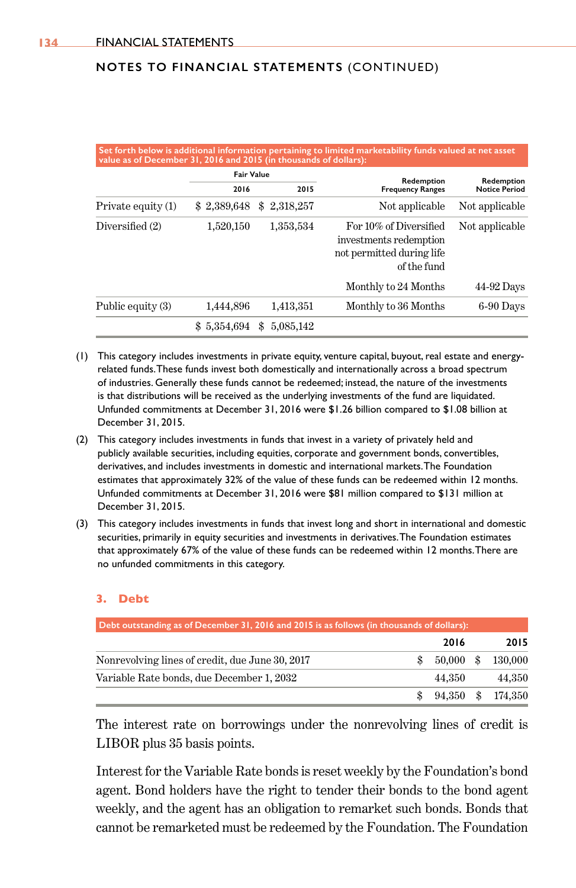## NOTES TO FINANCIAL STATEMENTS (CONTINUED)

Set forth below is additional information pertaining to limited marketability funds valued at net asset value as of December 31, 2016 and 2015 (in thousands of dollars):

| | Fair Value 2016 | Fair Value 2015 | Redemption Frequency Ranges | Redemption Notice Period |
|---|---|---|---|---|
| Private equity (1) | $ 2,389,648 | $ 2,318,257 | Not applicable | Not applicable |
| Diversified (2) | 1,520,150 | 1,353,534 | For 10% of Diversified investments redemption not permitted during life of the fund | Not applicable |
| | | | Monthly to 24 Months | 44-92 Days |
| Public equity (3) | 1,444,896 | 1,413,351 | Monthly to 36 Months | 6-90 Days |
| | $ 5,354,694 | $ 5,085,142 | | |

(1) This category includes investments in private equity, venture capital, buyout, real estate and energy-related funds. These funds invest both domestically and internationally across a broad spectrum of industries. Generally these funds cannot be redeemed; instead, the nature of the investments is that distributions will be received as the underlying investments of the fund are liquidated. Unfunded commitments at December 31, 2016 were $1.26 billion compared to $1.08 billion at December 31, 2015.

(2) This category includes investments in funds that invest in a variety of privately held and publicly available securities, including equities, corporate and government bonds, convertibles, derivatives, and includes investments in domestic and international markets. The Foundation estimates that approximately 32% of the value of these funds can be redeemed within 12 months. Unfunded commitments at December 31, 2016 were $81 million compared to $131 million at December 31, 2015.

(3) This category includes investments in funds that invest long and short in international and domestic securities, primarily in equity securities and investments in derivatives. The Foundation estimates that approximately 67% of the value of these funds can be redeemed within 12 months. There are no unfunded commitments in this category.

### 3. Debt

Debt outstanding as of December 31, 2016 and 2015 is as follows (in thousands of dollars):

| | 2016 | 2015 |
|---|---|---|
| Nonrevolving lines of credit, due June 30, 2017 | $ 50,000 | $ 130,000 |
| Variable Rate bonds, due December 1, 2032 | 44,350 | 44,350 |
| | $ 94,350 | $ 174,350 |

The interest rate on borrowings under the nonrevolving lines of credit is LIBOR plus 35 basis points.

Interest for the Variable Rate bonds is reset weekly by the Foundation's bond agent. Bond holders have the right to tender their bonds to the bond agent weekly, and the agent has an obligation to remarket such bonds. Bonds that cannot be remarketed must be redeemed by the Foundation. The Foundation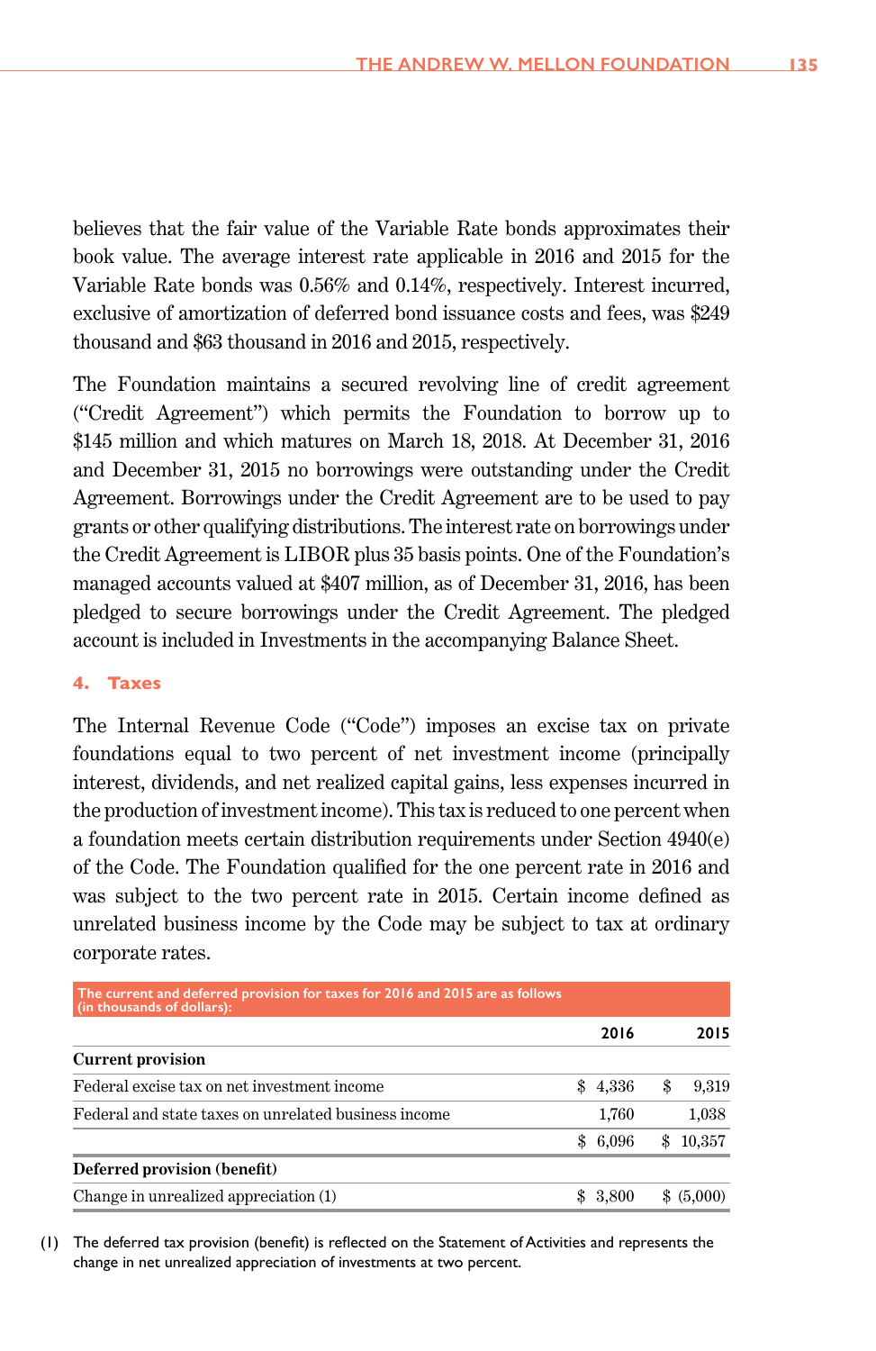believes that the fair value of the Variable Rate bonds approximates their book value. The average interest rate applicable in 2016 and 2015 for the Variable Rate bonds was 0.56% and 0.14%, respectively. Interest incurred, exclusive of amortization of deferred bond issuance costs and fees, was $249 thousand and $63 thousand in 2016 and 2015, respectively.

The Foundation maintains a secured revolving line of credit agreement ("Credit Agreement") which permits the Foundation to borrow up to $145 million and which matures on March 18, 2018. At December 31, 2016 and December 31, 2015 no borrowings were outstanding under the Credit Agreement. Borrowings under the Credit Agreement are to be used to pay grants or other qualifying distributions. The interest rate on borrowings under the Credit Agreement is LIBOR plus 35 basis points. One of the Foundation's managed accounts valued at $407 million, as of December 31, 2016, has been pledged to secure borrowings under the Credit Agreement. The pledged account is included in Investments in the accompanying Balance Sheet.

## 4. Taxes

The Internal Revenue Code ("Code") imposes an excise tax on private foundations equal to two percent of net investment income (principally interest, dividends, and net realized capital gains, less expenses incurred in the production of investment income). This tax is reduced to one percent when a foundation meets certain distribution requirements under Section 4940(e) of the Code. The Foundation qualified for the one percent rate in 2016 and was subject to the two percent rate in 2015. Certain income defined as unrelated business income by the Code may be subject to tax at ordinary corporate rates.

The current and deferred provision for taxes for 2016 and 2015 are as follows (in thousands of dollars):

| | 2016 | 2015 |
|---|---|---|
| **Current provision** | | |
| Federal excise tax on net investment income | $ 4,336 | $ 9,319 |
| Federal and state taxes on unrelated business income | 1,760 | 1,038 |
| | $ 6,096 | $ 10,357 |
| **Deferred provision (benefit)** | | |
| Change in unrealized appreciation (1) | $ 3,800 | $ (5,000) |

(1) The deferred tax provision (benefit) is reflected on the Statement of Activities and represents the change in net unrealized appreciation of investments at two percent.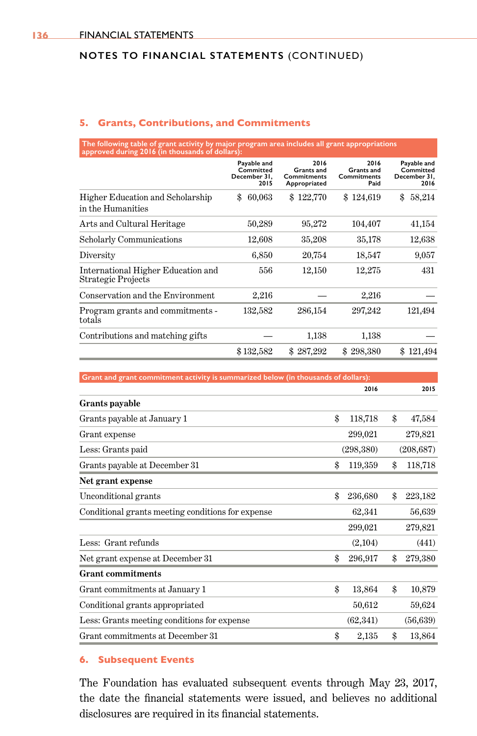## NOTES TO FINANCIAL STATEMENTS (CONTINUED)

### 5. Grants, Contributions, and Commitments

The following table of grant activity by major program area includes all grant appropriations approved during 2016 (in thousands of dollars):

| | Payable and Committed December 31, 2015 | 2016 Grants and Commitments Appropriated | 2016 Grants and Commitments Paid | Payable and Committed December 31, 2016 |
|---|---|---|---|---|
| Higher Education and Scholarship in the Humanities | $ 60,063 | $ 122,770 | $ 124,619 | $ 58,214 |
| Arts and Cultural Heritage | 50,289 | 95,272 | 104,407 | 41,154 |
| Scholarly Communications | 12,608 | 35,208 | 35,178 | 12,638 |
| Diversity | 6,850 | 20,754 | 18,547 | 9,057 |
| International Higher Education and Strategic Projects | 556 | 12,150 | 12,275 | 431 |
| Conservation and the Environment | 2,216 | — | 2,216 | — |
| Program grants and commitments - totals | 132,582 | 286,154 | 297,242 | 121,494 |
| Contributions and matching gifts | — | 1,138 | 1,138 | — |
| | $ 132,582 | $ 287,292 | $ 298,380 | $ 121,494 |

Grant and grant commitment activity is summarized below (in thousands of dollars):

| | 2016 | 2015 |
|---|---|---|
| **Grants payable** | | |
| Grants payable at January 1 | $ 118,718 | $ 47,584 |
| Grant expense | 299,021 | 279,821 |
| Less: Grants paid | (298,380) | (208,687) |
| Grants payable at December 31 | $ 119,359 | $ 118,718 |
| **Net grant expense** | | |
| Unconditional grants | $ 236,680 | $ 223,182 |
| Conditional grants meeting conditions for expense | 62,341 | 56,639 |
| | 299,021 | 279,821 |
| Less: Grant refunds | (2,104) | (441) |
| Net grant expense at December 31 | $ 296,917 | $ 279,380 |
| **Grant commitments** | | |
| Grant commitments at January 1 | $ 13,864 | $ 10,879 |
| Conditional grants appropriated | 50,612 | 59,624 |
| Less: Grants meeting conditions for expense | (62,341) | (56,639) |
| Grant commitments at December 31 | $ 2,135 | $ 13,864 |

### 6. Subsequent Events

The Foundation has evaluated subsequent events through May 23, 2017, the date the financial statements were issued, and believes no additional disclosures are required in its financial statements.